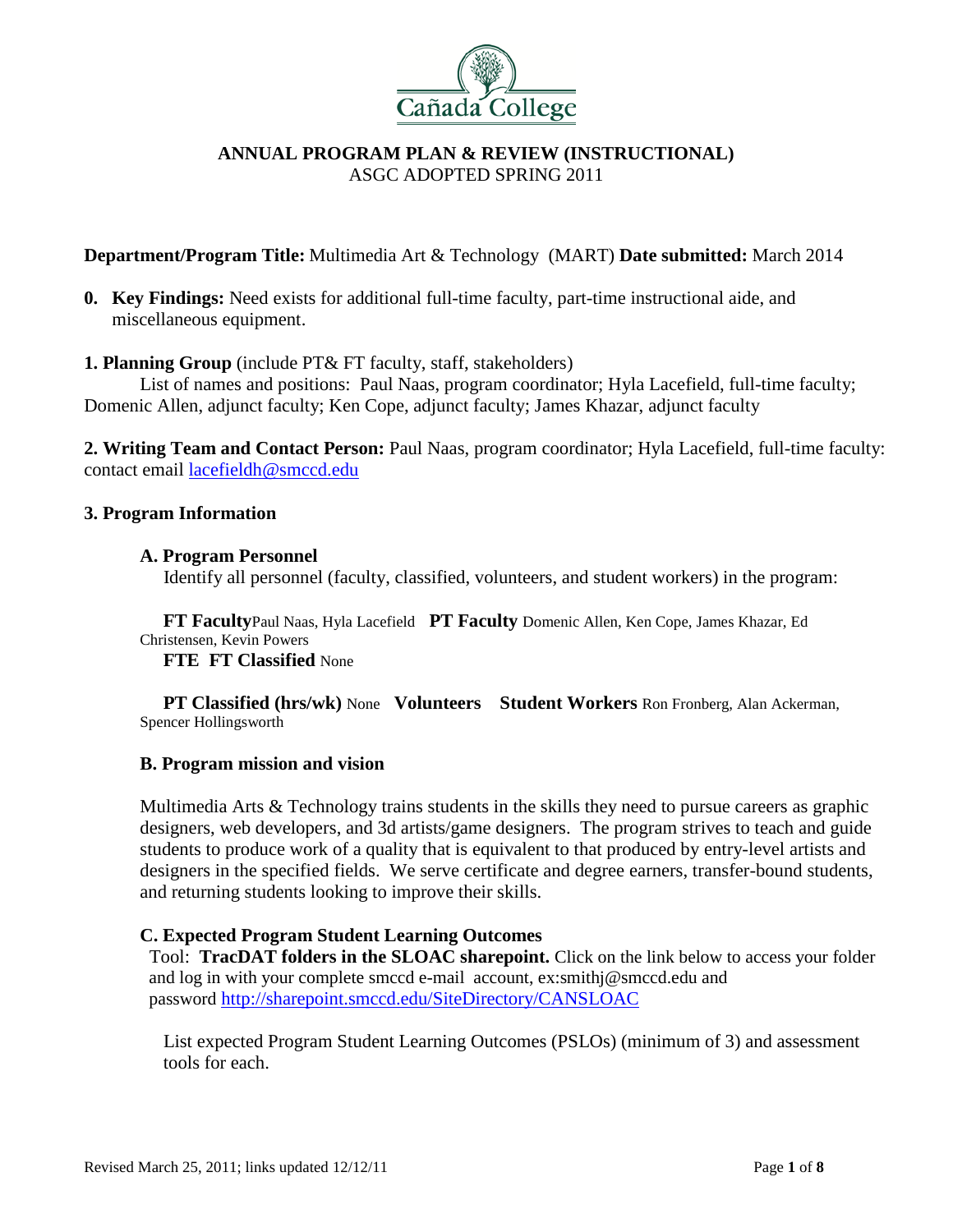# ANNUAL PROGRAM PLAN & REVIEW (INSTRUCTIONAL)

ASGC ADOPTED SPRING 2011

**Department/Program Title:** Multimedia Art & Technology (MART) **Date submitted:** March 2014

**0. Key Findings:** Need exists for additional full-time faculty, part-time instructional aide, and miscellaneous equipment.

**1. Planning Group** (include PT& FT faculty, staff, stakeholders)

List of names and positions: Paul Naas, program coordinator; Hyla Lacefield, full-time faculty; Domenic Allen, adjunct faculty; Ken Cope, adjunct faculty; James Khazar, adjunct faculty

**2. Writing Team and Contact Person:** Paul Naas, program coordinator; Hyla Lacefield, full-time faculty: contact email lacefieldh@smccd.edu

## 3. Program Information

### A. Program Personnel

Identify all personnel (faculty, classified, volunteers, and student workers) in the program:

**FT Faculty** Paul Naas, Hyla Lacefield **PT Faculty** Domenic Allen, Ken Cope, James Khazar, Ed Christensen, Kevin Powers

**FTE FT Classified** None

**PT Classified (hrs/wk)** None **Volunteers** **Student Workers** Ron Fronberg, Alan Ackerman, Spencer Hollingsworth

### B. Program mission and vision

Multimedia Arts & Technology trains students in the skills they need to pursue careers as graphic designers, web developers, and 3d artists/game designers. The program strives to teach and guide students to produce work of a quality that is equivalent to that produced by entry-level artists and designers in the specified fields. We serve certificate and degree earners, transfer-bound students, and returning students looking to improve their skills.

### C. Expected Program Student Learning Outcomes

Tool: **TracDAT folders in the SLOAC sharepoint.** Click on the link below to access your folder and log in with your complete smccd e-mail account, ex:smithj@smccd.edu and password http://sharepoint.smccd.edu/SiteDirectory/CANSLOAC

List expected Program Student Learning Outcomes (PSLOs) (minimum of 3) and assessment tools for each.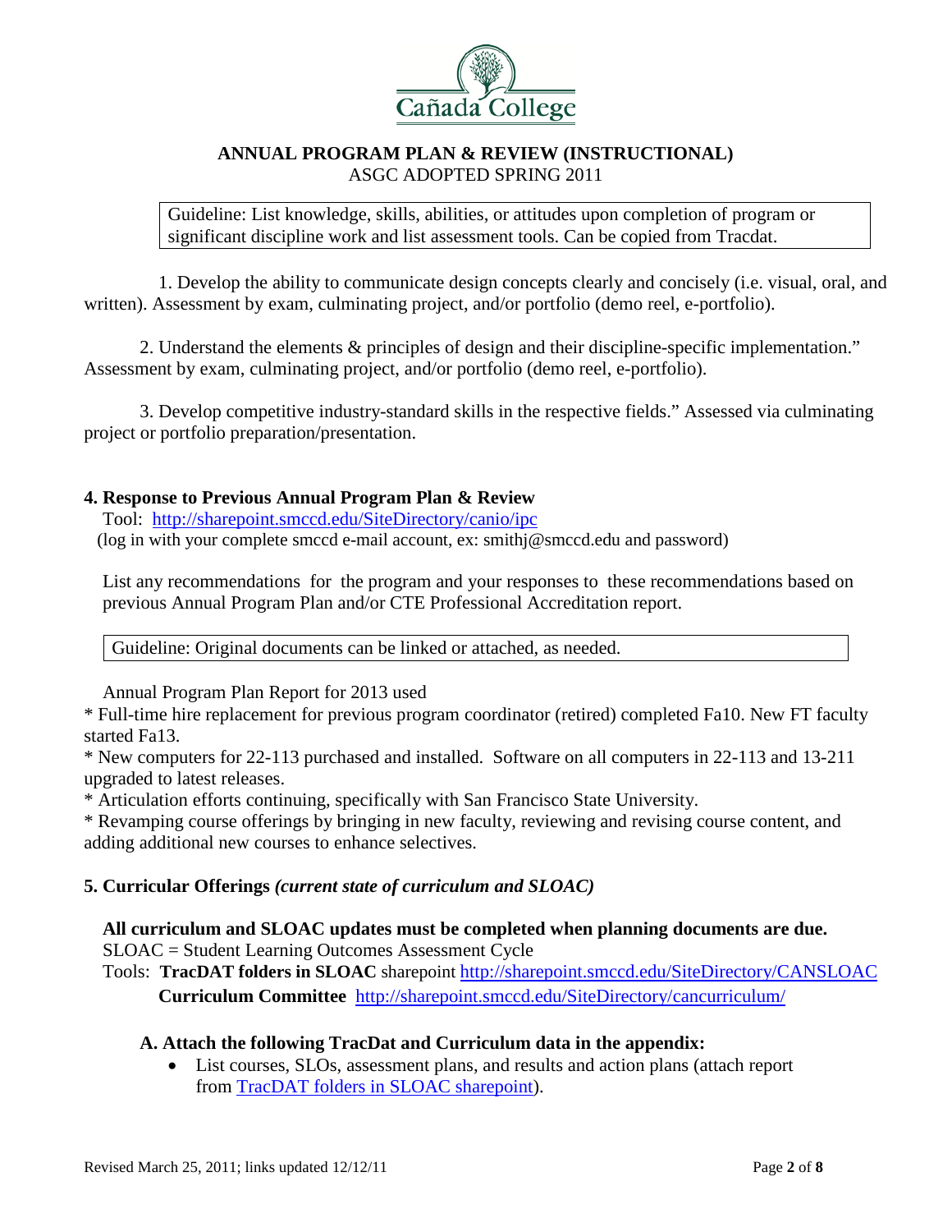Cañada College

**ANNUAL PROGRAM PLAN & REVIEW (INSTRUCTIONAL)**
ASGC ADOPTED SPRING 2011

> Guideline: List knowledge, skills, abilities, or attitudes upon completion of program or significant discipline work and list assessment tools. Can be copied from Tracdat.

1. Develop the ability to communicate design concepts clearly and concisely (i.e. visual, oral, and written). Assessment by exam, culminating project, and/or portfolio (demo reel, e-portfolio).

2. Understand the elements & principles of design and their discipline-specific implementation." Assessment by exam, culminating project, and/or portfolio (demo reel, e-portfolio).

3. Develop competitive industry-standard skills in the respective fields." Assessed via culminating project or portfolio preparation/presentation.

## 4. Response to Previous Annual Program Plan & Review

Tool: [http://sharepoint.smccd.edu/SiteDirectory/canio/ipc](http://sharepoint.smccd.edu/SiteDirectory/canio/ipc)
(log in with your complete smccd e-mail account, ex: smithj@smccd.edu and password)

List any recommendations for the program and your responses to these recommendations based on previous Annual Program Plan and/or CTE Professional Accreditation report.

> Guideline: Original documents can be linked or attached, as needed.

Annual Program Plan Report for 2013 used

* Full-time hire replacement for previous program coordinator (retired) completed Fa10. New FT faculty started Fa13.
* New computers for 22-113 purchased and installed. Software on all computers in 22-113 and 13-211 upgraded to latest releases.
* Articulation efforts continuing, specifically with San Francisco State University.
* Revamping course offerings by bringing in new faculty, reviewing and revising course content, and adding additional new courses to enhance selectives.

## 5. Curricular Offerings *(current state of curriculum and SLOAC)*

**All curriculum and SLOAC updates must be completed when planning documents are due.**
SLOAC = Student Learning Outcomes Assessment Cycle
Tools: **TracDAT folders in SLOAC** sharepoint [http://sharepoint.smccd.edu/SiteDirectory/CANSLOAC](http://sharepoint.smccd.edu/SiteDirectory/CANSLOAC)
**Curriculum Committee** [http://sharepoint.smccd.edu/SiteDirectory/cancurriculum/](http://sharepoint.smccd.edu/SiteDirectory/cancurriculum/)

### A. Attach the following TracDat and Curriculum data in the appendix:

- List courses, SLOs, assessment plans, and results and action plans (attach report from TracDAT folders in SLOAC sharepoint).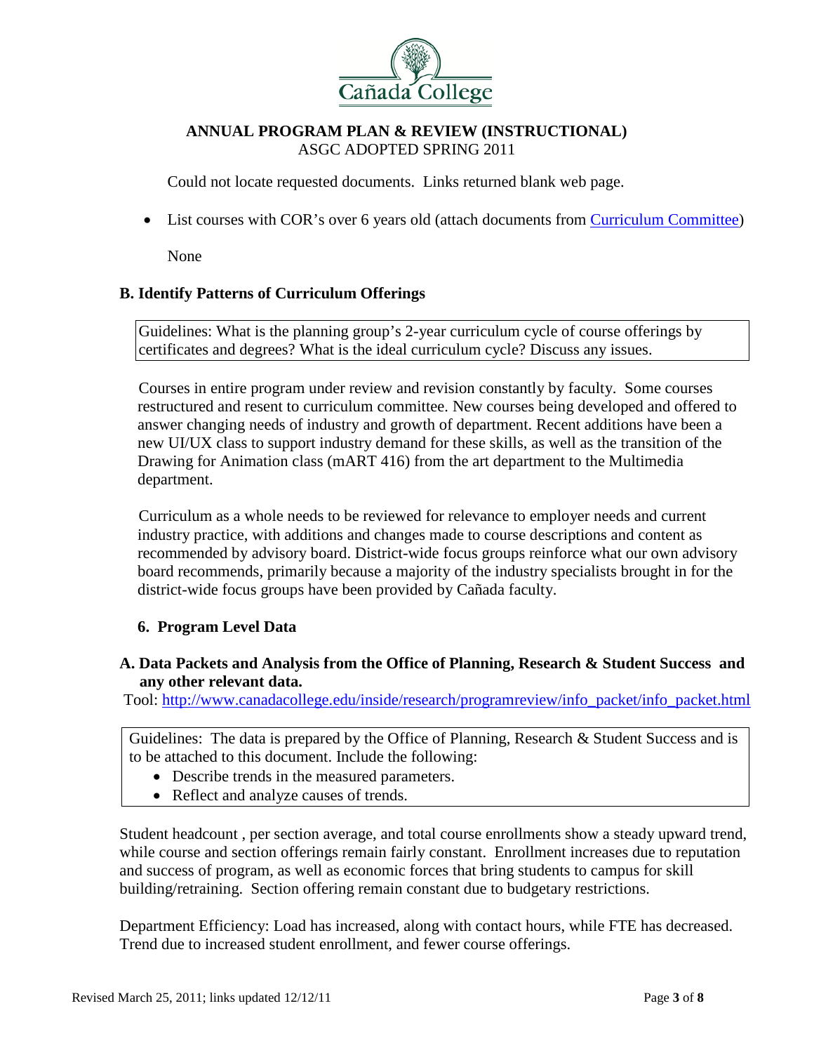Could not locate requested documents. Links returned blank web page.

- List courses with COR's over 6 years old (attach documents from Curriculum Committee)

None

### B. Identify Patterns of Curriculum Offerings

| Guidelines: What is the planning group's 2-year curriculum cycle of course offerings by certificates and degrees? What is the ideal curriculum cycle? Discuss any issues. |
|---|

Courses in entire program under review and revision constantly by faculty. Some courses restructured and resent to curriculum committee. New courses being developed and offered to answer changing needs of industry and growth of department. Recent additions have been a new UI/UX class to support industry demand for these skills, as well as the transition of the Drawing for Animation class (mART 416) from the art department to the Multimedia department.

Curriculum as a whole needs to be reviewed for relevance to employer needs and current industry practice, with additions and changes made to course descriptions and content as recommended by advisory board. District-wide focus groups reinforce what our own advisory board recommends, primarily because a majority of the industry specialists brought in for the district-wide focus groups have been provided by Cañada faculty.

## 6. Program Level Data

### A. Data Packets and Analysis from the Office of Planning, Research & Student Success and any other relevant data.

Tool: http://www.canadacollege.edu/inside/research/programreview/info_packet/info_packet.html

| Guidelines: The data is prepared by the Office of Planning, Research & Student Success and is to be attached to this document. Include the following: <br>• Describe trends in the measured parameters. <br>• Reflect and analyze causes of trends. |
|---|

Student headcount , per section average, and total course enrollments show a steady upward trend, while course and section offerings remain fairly constant. Enrollment increases due to reputation and success of program, as well as economic forces that bring students to campus for skill building/retraining. Section offering remain constant due to budgetary restrictions.

Department Efficiency: Load has increased, along with contact hours, while FTE has decreased. Trend due to increased student enrollment, and fewer course offerings.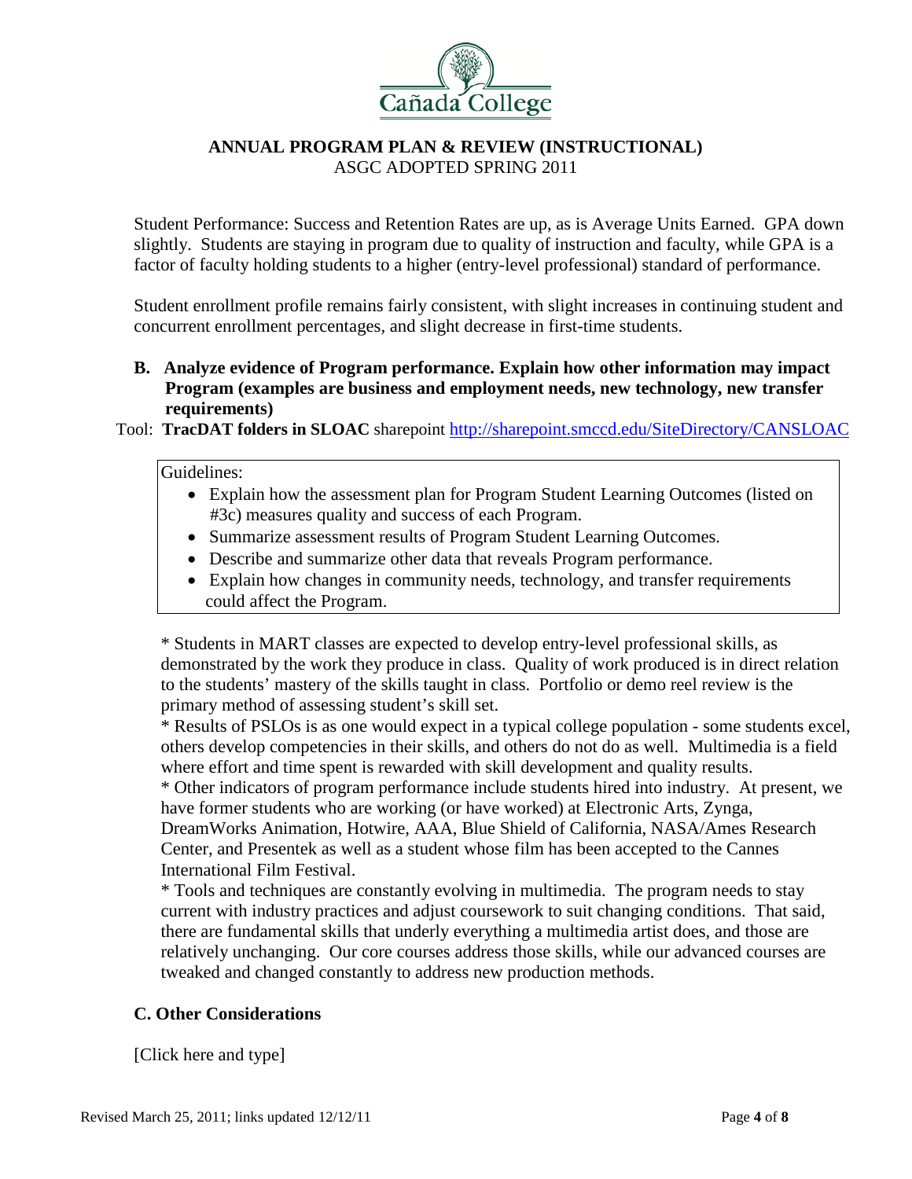**ANNUAL PROGRAM PLAN & REVIEW (INSTRUCTIONAL)**
ASGC ADOPTED SPRING 2011

Student Performance: Success and Retention Rates are up, as is Average Units Earned. GPA down slightly. Students are staying in program due to quality of instruction and faculty, while GPA is a factor of faculty holding students to a higher (entry-level professional) standard of performance.

Student enrollment profile remains fairly consistent, with slight increases in continuing student and concurrent enrollment percentages, and slight decrease in first-time students.

**B. Analyze evidence of Program performance. Explain how other information may impact Program (examples are business and employment needs, new technology, new transfer requirements)**

Tool: **TracDAT folders in SLOAC** sharepoint http://sharepoint.smccd.edu/SiteDirectory/CANSLOAC

Guidelines:

- Explain how the assessment plan for Program Student Learning Outcomes (listed on #3c) measures quality and success of each Program.
- Summarize assessment results of Program Student Learning Outcomes.
- Describe and summarize other data that reveals Program performance.
- Explain how changes in community needs, technology, and transfer requirements could affect the Program.

\* Students in MART classes are expected to develop entry-level professional skills, as demonstrated by the work they produce in class. Quality of work produced is in direct relation to the students' mastery of the skills taught in class. Portfolio or demo reel review is the primary method of assessing student's skill set.
\* Results of PSLOs is as one would expect in a typical college population - some students excel, others develop competencies in their skills, and others do not do as well. Multimedia is a field where effort and time spent is rewarded with skill development and quality results.
\* Other indicators of program performance include students hired into industry. At present, we have former students who are working (or have worked) at Electronic Arts, Zynga, DreamWorks Animation, Hotwire, AAA, Blue Shield of California, NASA/Ames Research Center, and Presentek as well as a student whose film has been accepted to the Cannes International Film Festival.
\* Tools and techniques are constantly evolving in multimedia. The program needs to stay current with industry practices and adjust coursework to suit changing conditions. That said, there are fundamental skills that underly everything a multimedia artist does, and those are relatively unchanging. Our core courses address those skills, while our advanced courses are tweaked and changed constantly to address new production methods.

**C. Other Considerations**

[Click here and type]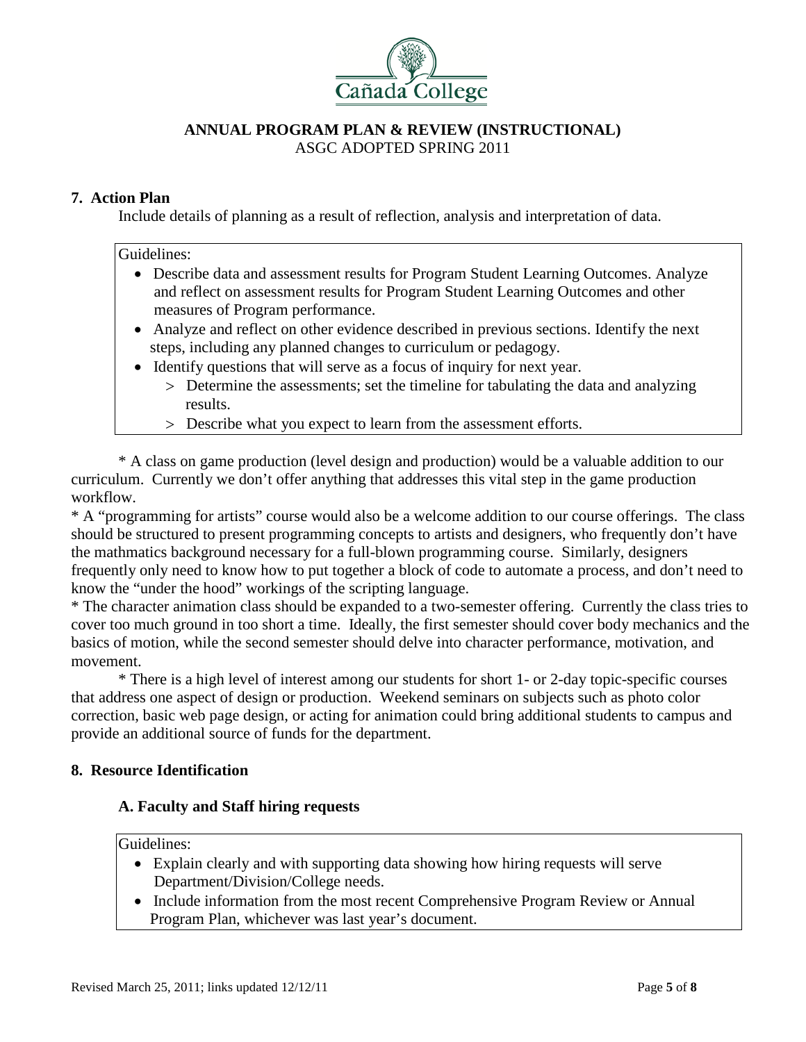**ANNUAL PROGRAM PLAN & REVIEW (INSTRUCTIONAL)**
ASGC ADOPTED SPRING 2011

## 7. Action Plan

Include details of planning as a result of reflection, analysis and interpretation of data.

Guidelines:

- Describe data and assessment results for Program Student Learning Outcomes. Analyze and reflect on assessment results for Program Student Learning Outcomes and other measures of Program performance.
- Analyze and reflect on other evidence described in previous sections. Identify the next steps, including any planned changes to curriculum or pedagogy.
- Identify questions that will serve as a focus of inquiry for next year.
  - Determine the assessments; set the timeline for tabulating the data and analyzing results.
  - Describe what you expect to learn from the assessment efforts.

* A class on game production (level design and production) would be a valuable addition to our curriculum. Currently we don't offer anything that addresses this vital step in the game production workflow.

* A "programming for artists" course would also be a welcome addition to our course offerings. The class should be structured to present programming concepts to artists and designers, who frequently don't have the mathmatics background necessary for a full-blown programming course. Similarly, designers frequently only need to know how to put together a block of code to automate a process, and don't need to know the "under the hood" workings of the scripting language.

* The character animation class should be expanded to a two-semester offering. Currently the class tries to cover too much ground in too short a time. Ideally, the first semester should cover body mechanics and the basics of motion, while the second semester should delve into character performance, motivation, and movement.

* There is a high level of interest among our students for short 1- or 2-day topic-specific courses that address one aspect of design or production. Weekend seminars on subjects such as photo color correction, basic web page design, or acting for animation could bring additional students to campus and provide an additional source of funds for the department.

## 8. Resource Identification

### A. Faculty and Staff hiring requests

Guidelines:

- Explain clearly and with supporting data showing how hiring requests will serve Department/Division/College needs.
- Include information from the most recent Comprehensive Program Review or Annual Program Plan, whichever was last year's document.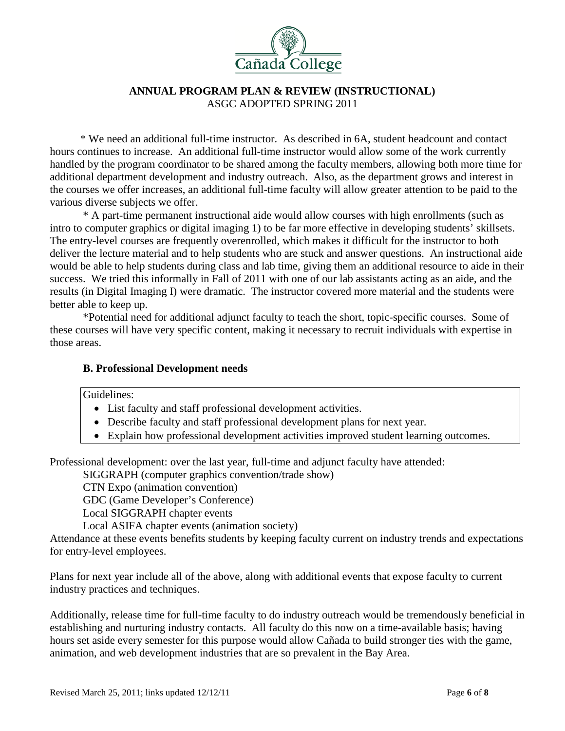\* We need an additional full-time instructor. As described in 6A, student headcount and contact hours continues to increase. An additional full-time instructor would allow some of the work currently handled by the program coordinator to be shared among the faculty members, allowing both more time for additional department development and industry outreach. Also, as the department grows and interest in the courses we offer increases, an additional full-time faculty will allow greater attention to be paid to the various diverse subjects we offer.

\* A part-time permanent instructional aide would allow courses with high enrollments (such as intro to computer graphics or digital imaging 1) to be far more effective in developing students' skillsets. The entry-level courses are frequently overenrolled, which makes it difficult for the instructor to both deliver the lecture material and to help students who are stuck and answer questions. An instructional aide would be able to help students during class and lab time, giving them an additional resource to aide in their success. We tried this informally in Fall of 2011 with one of our lab assistants acting as an aide, and the results (in Digital Imaging I) were dramatic. The instructor covered more material and the students were better able to keep up.

\*Potential need for additional adjunct faculty to teach the short, topic-specific courses. Some of these courses will have very specific content, making it necessary to recruit individuals with expertise in those areas.

### B. Professional Development needs

Guidelines:

- List faculty and staff professional development activities.
- Describe faculty and staff professional development plans for next year.
- Explain how professional development activities improved student learning outcomes.

Professional development: over the last year, full-time and adjunct faculty have attended:

SIGGRAPH (computer graphics convention/trade show)
CTN Expo (animation convention)
GDC (Game Developer's Conference)
Local SIGGRAPH chapter events
Local ASIFA chapter events (animation society)

Attendance at these events benefits students by keeping faculty current on industry trends and expectations for entry-level employees.

Plans for next year include all of the above, along with additional events that expose faculty to current industry practices and techniques.

Additionally, release time for full-time faculty to do industry outreach would be tremendously beneficial in establishing and nurturing industry contacts. All faculty do this now on a time-available basis; having hours set aside every semester for this purpose would allow Cañada to build stronger ties with the game, animation, and web development industries that are so prevalent in the Bay Area.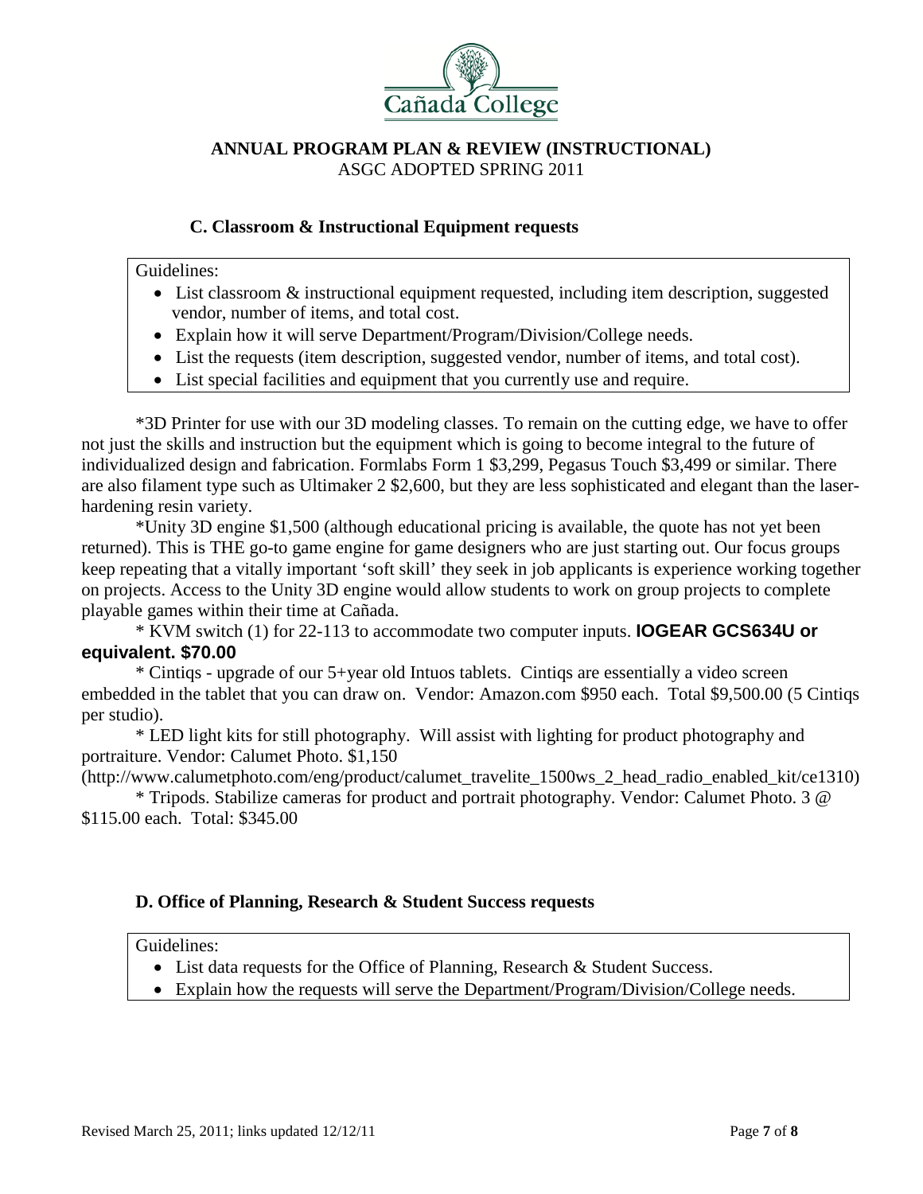# ANNUAL PROGRAM PLAN & REVIEW (INSTRUCTIONAL)

ASGC ADOPTED SPRING 2011

### C. Classroom & Instructional Equipment requests

Guidelines:

- List classroom & instructional equipment requested, including item description, suggested vendor, number of items, and total cost.
- Explain how it will serve Department/Program/Division/College needs.
- List the requests (item description, suggested vendor, number of items, and total cost).
- List special facilities and equipment that you currently use and require.

*3D Printer for use with our 3D modeling classes. To remain on the cutting edge, we have to offer not just the skills and instruction but the equipment which is going to become integral to the future of individualized design and fabrication. Formlabs Form 1 $3,299, Pegasus Touch $3,499 or similar. There are also filament type such as Ultimaker 2 $2,600, but they are less sophisticated and elegant than the laser-hardening resin variety.

*Unity 3D engine $1,500 (although educational pricing is available, the quote has not yet been returned). This is THE go-to game engine for game designers who are just starting out. Our focus groups keep repeating that a vitally important 'soft skill' they seek in job applicants is experience working together on projects. Access to the Unity 3D engine would allow students to work on group projects to complete playable games within their time at Cañada.

* KVM switch (1) for 22-113 to accommodate two computer inputs. **IOGEAR GCS634U or equivalent. $70.00**

* Cintiqs - upgrade of our 5+year old Intuos tablets. Cintiqs are essentially a video screen embedded in the tablet that you can draw on. Vendor: Amazon.com $950 each. Total $9,500.00 (5 Cintiqs per studio).

* LED light kits for still photography. Will assist with lighting for product photography and portraiture. Vendor: Calumet Photo. $1,150 (http://www.calumetphoto.com/eng/product/calumet_travelite_1500ws_2_head_radio_enabled_kit/ce1310)

* Tripods. Stabilize cameras for product and portrait photography. Vendor: Calumet Photo. 3 @ $115.00 each. Total: $345.00

### D. Office of Planning, Research & Student Success requests

Guidelines:

- List data requests for the Office of Planning, Research & Student Success.
- Explain how the requests will serve the Department/Program/Division/College needs.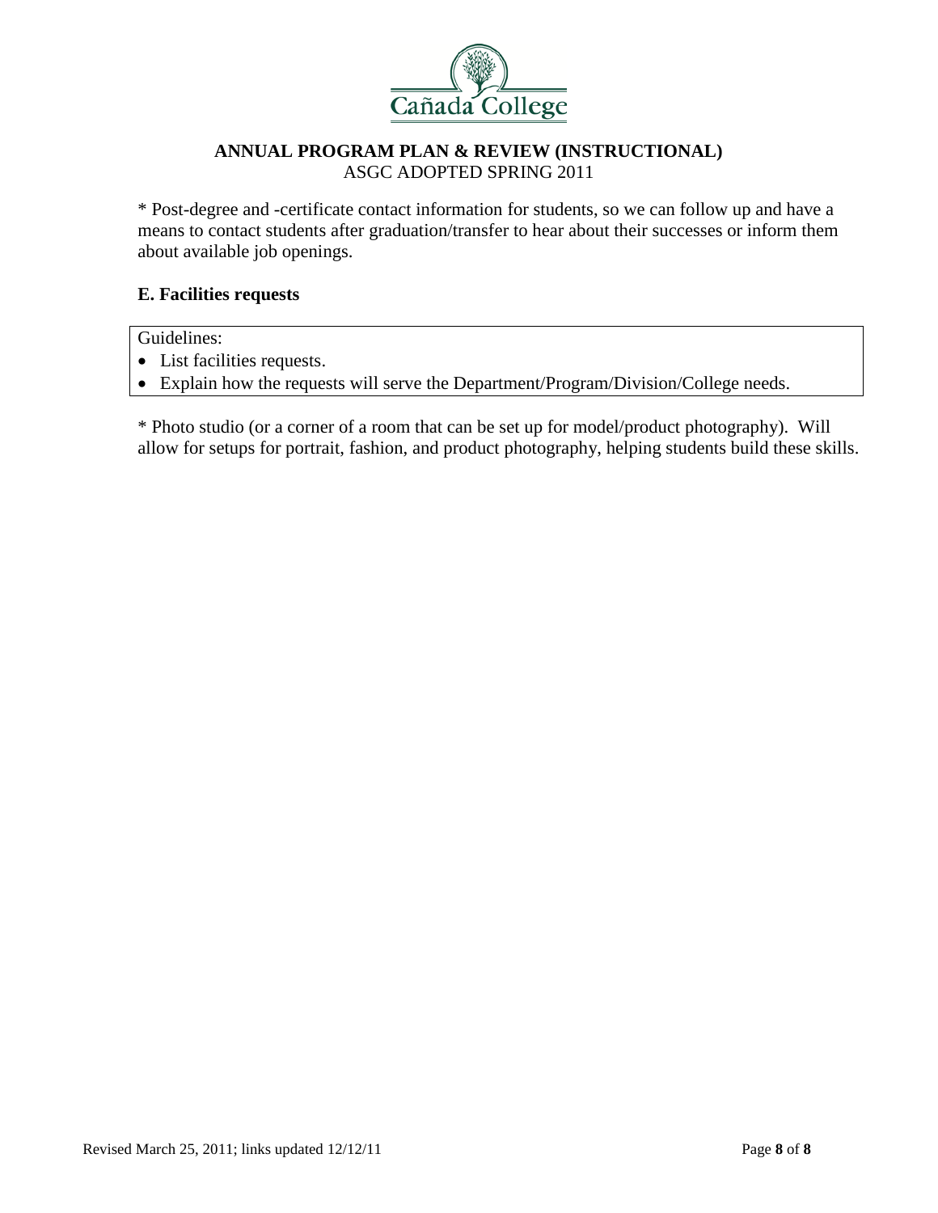**ANNUAL PROGRAM PLAN & REVIEW (INSTRUCTIONAL)**
ASGC ADOPTED SPRING 2011

* Post-degree and -certificate contact information for students, so we can follow up and have a means to contact students after graduation/transfer to hear about their successes or inform them about available job openings.

### E. Facilities requests

Guidelines:

- List facilities requests.
- Explain how the requests will serve the Department/Program/Division/College needs.

* Photo studio (or a corner of a room that can be set up for model/product photography). Will allow for setups for portrait, fashion, and product photography, helping students build these skills.